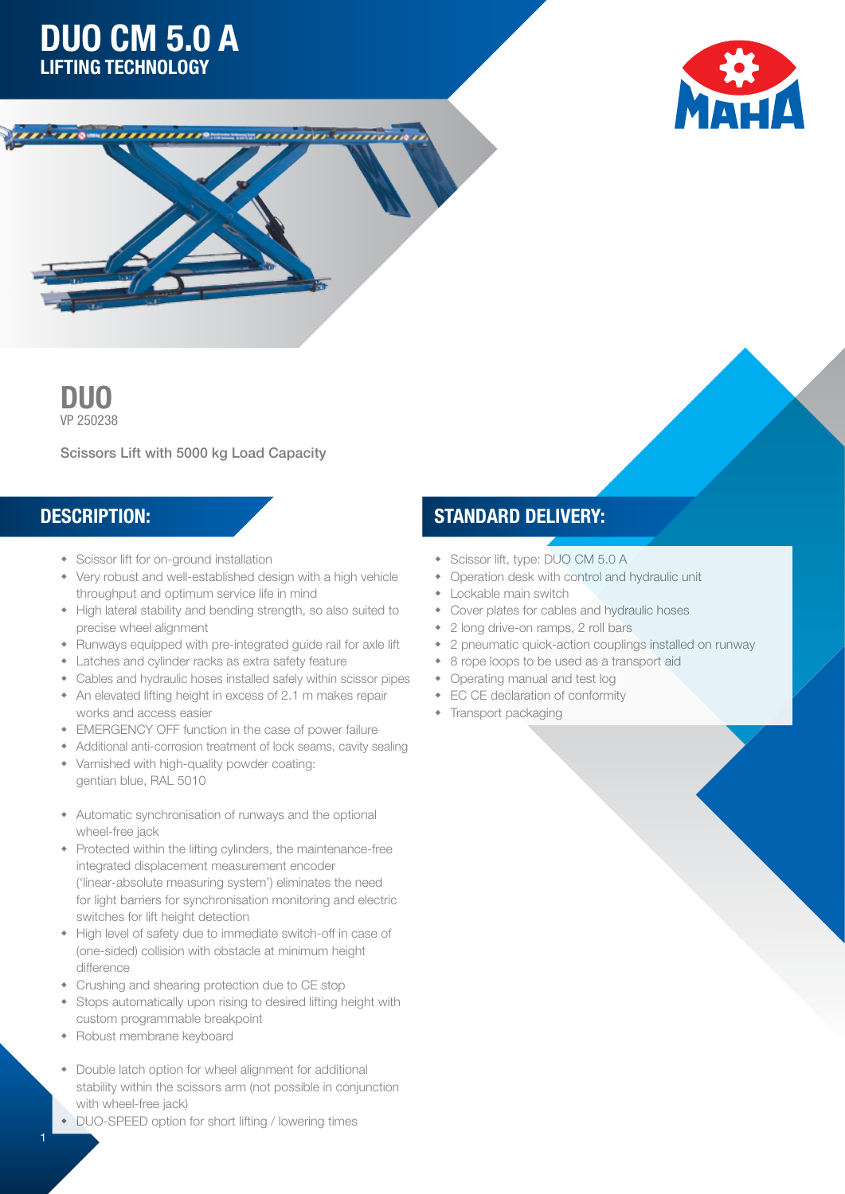# DUO CM 5.0 A

## LIFTING TECHNOLOGY

**DUO**

VP 250238

Scissors Lift with 5000 kg Load Capacity

## DESCRIPTION:

- Scissor lift for on-ground installation
- Very robust and well-established design with a high vehicle throughput and optimum service life in mind
- High lateral stability and bending strength, so also suited to precise wheel alignment
- Runways equipped with pre-integrated guide rail for axle lift
- Latches and cylinder racks as extra safety feature
- Cables and hydraulic hoses installed safely within scissor pipes
- An elevated lifting height in excess of 2.1 m makes repair works and access easier
- EMERGENCY OFF function in the case of power failure
- Additional anti-corrosion treatment of lock seams, cavity sealing
- Varnished with high-quality powder coating: gentian blue, RAL 5010

- Automatic synchronisation of runways and the optional wheel-free jack
- Protected within the lifting cylinders, the maintenance-free integrated displacement measurement encoder ('linear-absolute measuring system') eliminates the need for light barriers for synchronisation monitoring and electric switches for lift height detection
- High level of safety due to immediate switch-off in case of (one-sided) collision with obstacle at minimum height difference
- Crushing and shearing protection due to CE stop
- Stops automatically upon rising to desired lifting height with custom programmable breakpoint
- Robust membrane keyboard

- Double latch option for wheel alignment for additional stability within the scissors arm (not possible in conjunction with wheel-free jack)
- DUO-SPEED option for short lifting / lowering times

## STANDARD DELIVERY:

- Scissor lift, type: DUO CM 5.0 A
- Operation desk with control and hydraulic unit
- Lockable main switch
- Cover plates for cables and hydraulic hoses
- 2 long drive-on ramps, 2 roll bars
- 2 pneumatic quick-action couplings installed on runway
- 8 rope loops to be used as a transport aid
- Operating manual and test log
- EC CE declaration of conformity
- Transport packaging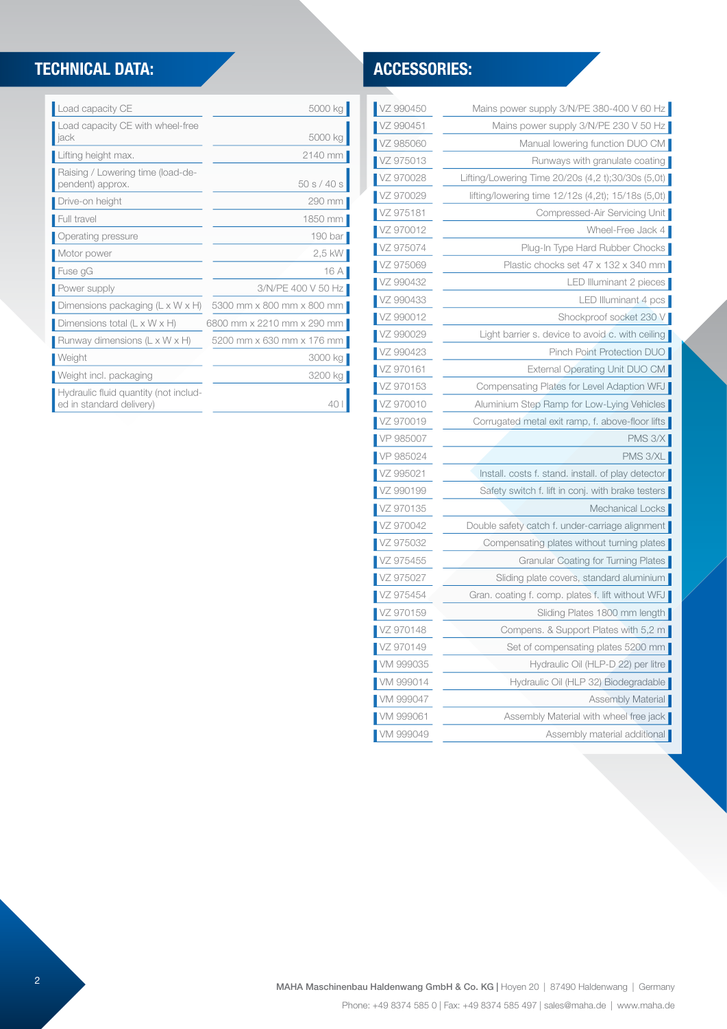## TECHNICAL DATA:

| | |
|---|---|
| Load capacity CE | 5000 kg |
| Load capacity CE with wheel-free jack | 5000 kg |
| Lifting height max. | 2140 mm |
| Raising / Lowering time (load-dependent) approx. | 50 s / 40 s |
| Drive-on height | 290 mm |
| Full travel | 1850 mm |
| Operating pressure | 190 bar |
| Motor power | 2,5 kW |
| Fuse gG | 16 A |
| Power supply | 3/N/PE 400 V 50 Hz |
| Dimensions packaging (L x W x H) | 5300 mm x 800 mm x 800 mm |
| Dimensions total (L x W x H) | 6800 mm x 2210 mm x 290 mm |
| Runway dimensions (L x W x H) | 5200 mm x 630 mm x 176 mm |
| Weight | 3000 kg |
| Weight incl. packaging | 3200 kg |
| Hydraulic fluid quantity (not included in standard delivery) | 40 l |

## ACCESSORIES:

| | |
|---|---|
| VZ 990450 | Mains power supply 3/N/PE 380-400 V 60 Hz |
| VZ 990451 | Mains power supply 3/N/PE 230 V 50 Hz |
| VZ 985060 | Manual lowering function DUO CM |
| VZ 975013 | Runways with granulate coating |
| VZ 970028 | Lifting/Lowering Time 20/20s (4,2 t);30/30s (5,0t) |
| VZ 970029 | lifting/lowering time 12/12s (4,2t); 15/18s (5,0t) |
| VZ 975181 | Compressed-Air Servicing Unit |
| VZ 970012 | Wheel-Free Jack 4 |
| VZ 975074 | Plug-In Type Hard Rubber Chocks |
| VZ 975069 | Plastic chocks set 47 x 132 x 340 mm |
| VZ 990432 | LED Illuminant 2 pieces |
| VZ 990433 | LED Illuminant 4 pcs |
| VZ 990012 | Shockproof socket 230 V |
| VZ 990029 | Light barrier s. device to avoid c. with ceiling |
| VZ 990423 | Pinch Point Protection DUO |
| VZ 970161 | External Operating Unit DUO CM |
| VZ 970153 | Compensating Plates for Level Adaption WFJ |
| VZ 970010 | Aluminium Step Ramp for Low-Lying Vehicles |
| VZ 970019 | Corrugated metal exit ramp, f. above-floor lifts |
| VP 985007 | PMS 3/X |
| VP 985024 | PMS 3/XL |
| VZ 995021 | Install. costs f. stand. install. of play detector |
| VZ 990199 | Safety switch f. lift in conj. with brake testers |
| VZ 970135 | Mechanical Locks |
| VZ 970042 | Double safety catch f. under-carriage alignment |
| VZ 975032 | Compensating plates without turning plates |
| VZ 975455 | Granular Coating for Turning Plates |
| VZ 975027 | Sliding plate covers, standard aluminium |
| VZ 975454 | Gran. coating f. comp. plates f. lift without WFJ |
| VZ 970159 | Sliding Plates 1800 mm length |
| VZ 970148 | Compens. & Support Plates with 5,2 m |
| VZ 970149 | Set of compensating plates 5200 mm |
| VM 999035 | Hydraulic Oil (HLP-D 22) per litre |
| VM 999014 | Hydraulic Oil (HLP 32) Biodegradable |
| VM 999047 | Assembly Material |
| VM 999061 | Assembly Material with wheel free jack |
| VM 999049 | Assembly material additional |

**MAHA Maschinenbau Haldenwang GmbH & Co. KG** | Hoyen 20 | 87490 Haldenwang | Germany
Phone: +49 8374 585 0 | Fax: +49 8374 585 497 | sales@maha.de | www.maha.de